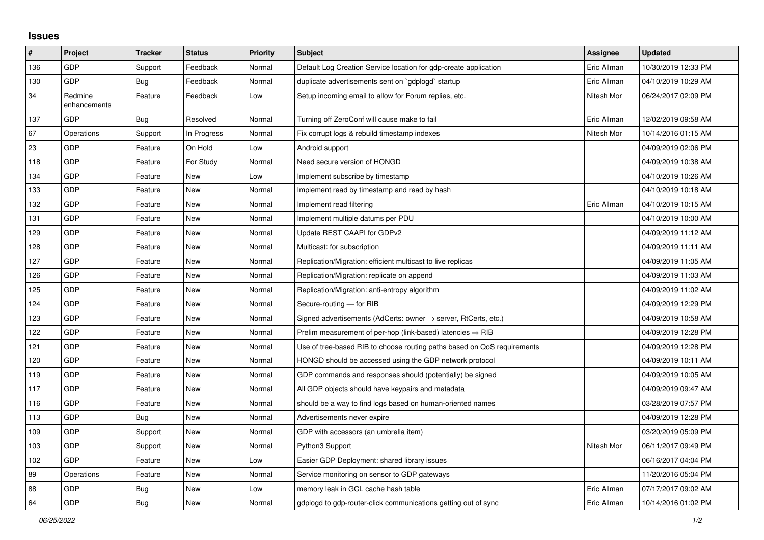## Issues

| # | Project | Tracker | Status | Priority | Subject | Assignee | Updated |
|---|---|---|---|---|---|---|---|
| 136 | GDP | Support | Feedback | Normal | Default Log Creation Service location for gdp-create application | Eric Allman | 10/30/2019 12:33 PM |
| 130 | GDP | Bug | Feedback | Normal | duplicate advertisements sent on `gdplogd` startup | Eric Allman | 04/10/2019 10:29 AM |
| 34 | Redmine enhancements | Feature | Feedback | Low | Setup incoming email to allow for Forum replies, etc. | Nitesh Mor | 06/24/2017 02:09 PM |
| 137 | GDP | Bug | Resolved | Normal | Turning off ZeroConf will cause make to fail | Eric Allman | 12/02/2019 09:58 AM |
| 67 | Operations | Support | In Progress | Normal | Fix corrupt logs & rebuild timestamp indexes | Nitesh Mor | 10/14/2016 01:15 AM |
| 23 | GDP | Feature | On Hold | Low | Android support | | 04/09/2019 02:06 PM |
| 118 | GDP | Feature | For Study | Normal | Need secure version of HONGD | | 04/09/2019 10:38 AM |
| 134 | GDP | Feature | New | Low | Implement subscribe by timestamp | | 04/10/2019 10:26 AM |
| 133 | GDP | Feature | New | Normal | Implement read by timestamp and read by hash | | 04/10/2019 10:18 AM |
| 132 | GDP | Feature | New | Normal | Implement read filtering | Eric Allman | 04/10/2019 10:15 AM |
| 131 | GDP | Feature | New | Normal | Implement multiple datums per PDU | | 04/10/2019 10:00 AM |
| 129 | GDP | Feature | New | Normal | Update REST CAAPI for GDPv2 | | 04/09/2019 11:12 AM |
| 128 | GDP | Feature | New | Normal | Multicast: for subscription | | 04/09/2019 11:11 AM |
| 127 | GDP | Feature | New | Normal | Replication/Migration: efficient multicast to live replicas | | 04/09/2019 11:05 AM |
| 126 | GDP | Feature | New | Normal | Replication/Migration: replicate on append | | 04/09/2019 11:03 AM |
| 125 | GDP | Feature | New | Normal | Replication/Migration: anti-entropy algorithm | | 04/09/2019 11:02 AM |
| 124 | GDP | Feature | New | Normal | Secure-routing — for RIB | | 04/09/2019 12:29 PM |
| 123 | GDP | Feature | New | Normal | Signed advertisements (AdCerts: owner → server, RtCerts, etc.) | | 04/09/2019 10:58 AM |
| 122 | GDP | Feature | New | Normal | Prelim measurement of per-hop (link-based) latencies ⇒ RIB | | 04/09/2019 12:28 PM |
| 121 | GDP | Feature | New | Normal | Use of tree-based RIB to choose routing paths based on QoS requirements | | 04/09/2019 12:28 PM |
| 120 | GDP | Feature | New | Normal | HONGD should be accessed using the GDP network protocol | | 04/09/2019 10:11 AM |
| 119 | GDP | Feature | New | Normal | GDP commands and responses should (potentially) be signed | | 04/09/2019 10:05 AM |
| 117 | GDP | Feature | New | Normal | All GDP objects should have keypairs and metadata | | 04/09/2019 09:47 AM |
| 116 | GDP | Feature | New | Normal | should be a way to find logs based on human-oriented names | | 03/28/2019 07:57 PM |
| 113 | GDP | Bug | New | Normal | Advertisements never expire | | 04/09/2019 12:28 PM |
| 109 | GDP | Support | New | Normal | GDP with accessors (an umbrella item) | | 03/20/2019 05:09 PM |
| 103 | GDP | Support | New | Normal | Python3 Support | Nitesh Mor | 06/11/2017 09:49 PM |
| 102 | GDP | Feature | New | Low | Easier GDP Deployment: shared library issues | | 06/16/2017 04:04 PM |
| 89 | Operations | Feature | New | Normal | Service monitoring on sensor to GDP gateways | | 11/20/2016 05:04 PM |
| 88 | GDP | Bug | New | Low | memory leak in GCL cache hash table | Eric Allman | 07/17/2017 09:02 AM |
| 64 | GDP | Bug | New | Normal | gdplogd to gdp-router-click communications getting out of sync | Eric Allman | 10/14/2016 01:02 PM |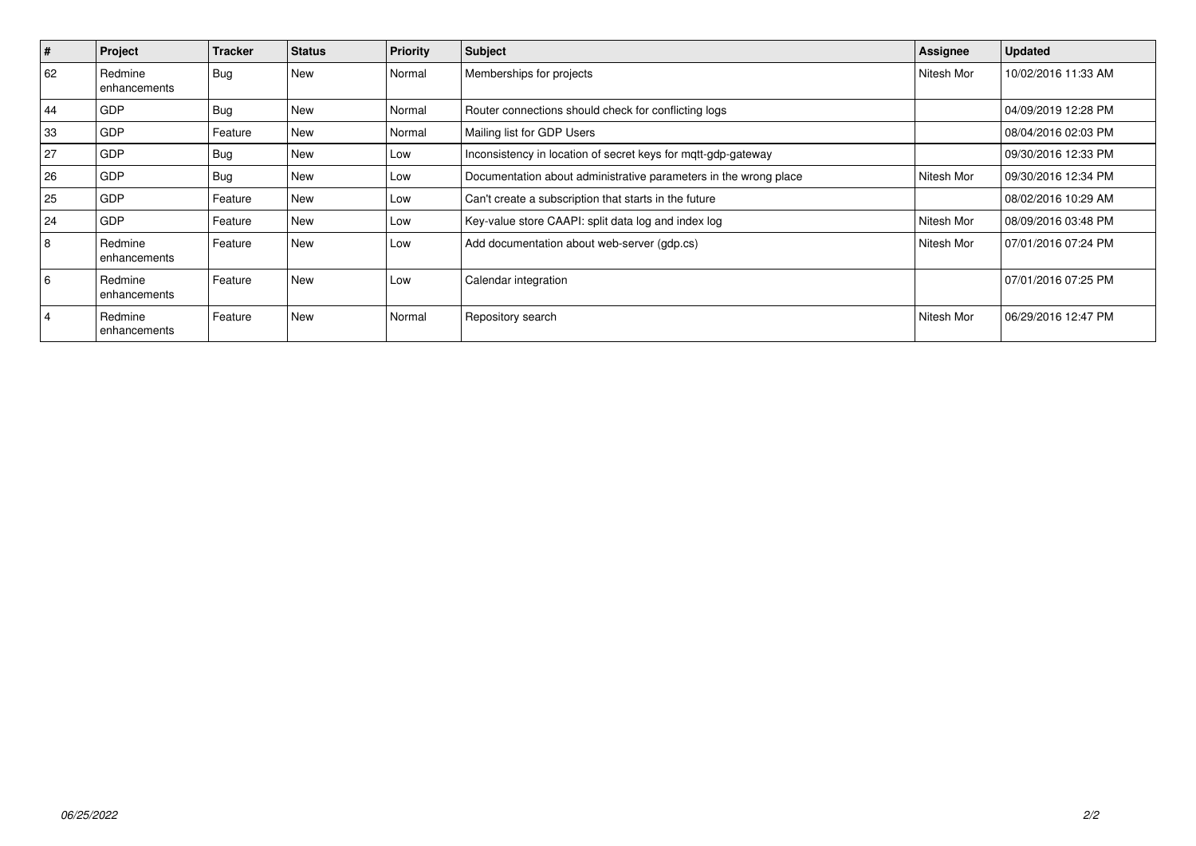| # | Project | Tracker | Status | Priority | Subject | Assignee | Updated |
| --- | --- | --- | --- | --- | --- | --- | --- |
| 62 | Redmine enhancements | Bug | New | Normal | Memberships for projects | Nitesh Mor | 10/02/2016 11:33 AM |
| 44 | GDP | Bug | New | Normal | Router connections should check for conflicting logs | | 04/09/2019 12:28 PM |
| 33 | GDP | Feature | New | Normal | Mailing list for GDP Users | | 08/04/2016 02:03 PM |
| 27 | GDP | Bug | New | Low | Inconsistency in location of secret keys for mqtt-gdp-gateway | | 09/30/2016 12:33 PM |
| 26 | GDP | Bug | New | Low | Documentation about administrative parameters in the wrong place | Nitesh Mor | 09/30/2016 12:34 PM |
| 25 | GDP | Feature | New | Low | Can't create a subscription that starts in the future | | 08/02/2016 10:29 AM |
| 24 | GDP | Feature | New | Low | Key-value store CAAPI: split data log and index log | Nitesh Mor | 08/09/2016 03:48 PM |
| 8 | Redmine enhancements | Feature | New | Low | Add documentation about web-server (gdp.cs) | Nitesh Mor | 07/01/2016 07:24 PM |
| 6 | Redmine enhancements | Feature | New | Low | Calendar integration | | 07/01/2016 07:25 PM |
| 4 | Redmine enhancements | Feature | New | Normal | Repository search | Nitesh Mor | 06/29/2016 12:47 PM |

*06/25/2022*